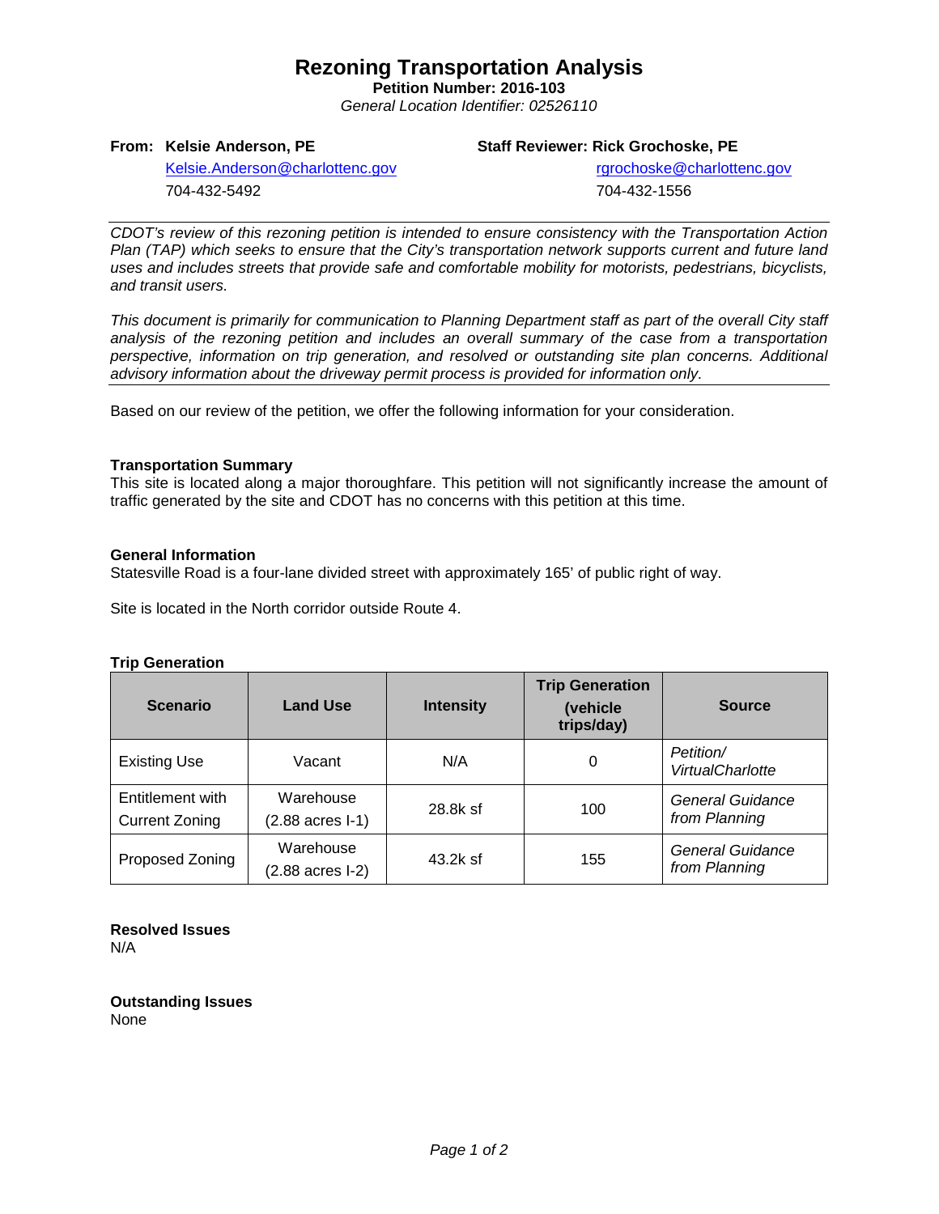# Rezoning Transportation Analysis

**Petition Number: 2016-103**

*General Location Identifier: 02526110*

**From: Kelsie Anderson, PE**
Kelsie.Anderson@charlottenc.gov
704-432-5492

**Staff Reviewer: Rick Grochoske, PE**
rgrochoske@charlottenc.gov
704-432-1556

---

*CDOT's review of this rezoning petition is intended to ensure consistency with the Transportation Action Plan (TAP) which seeks to ensure that the City's transportation network supports current and future land uses and includes streets that provide safe and comfortable mobility for motorists, pedestrians, bicyclists, and transit users.*

*This document is primarily for communication to Planning Department staff as part of the overall City staff analysis of the rezoning petition and includes an overall summary of the case from a transportation perspective, information on trip generation, and resolved or outstanding site plan concerns. Additional advisory information about the driveway permit process is provided for information only.*

---

Based on our review of the petition, we offer the following information for your consideration.

**Transportation Summary**

This site is located along a major thoroughfare. This petition will not significantly increase the amount of traffic generated by the site and CDOT has no concerns with this petition at this time.

**General Information**

Statesville Road is a four-lane divided street with approximately 165' of public right of way.

Site is located in the North corridor outside Route 4.

**Trip Generation**

| Scenario | Land Use | Intensity | Trip Generation (vehicle trips/day) | Source |
|---|---|---|---|---|
| Existing Use | Vacant | N/A | 0 | *Petition/ VirtualCharlotte* |
| Entitlement with Current Zoning | Warehouse (2.88 acres I-1) | 28.8k sf | 100 | *General Guidance from Planning* |
| Proposed Zoning | Warehouse (2.88 acres I-2) | 43.2k sf | 155 | *General Guidance from Planning* |

**Resolved Issues**

N/A

**Outstanding Issues**

None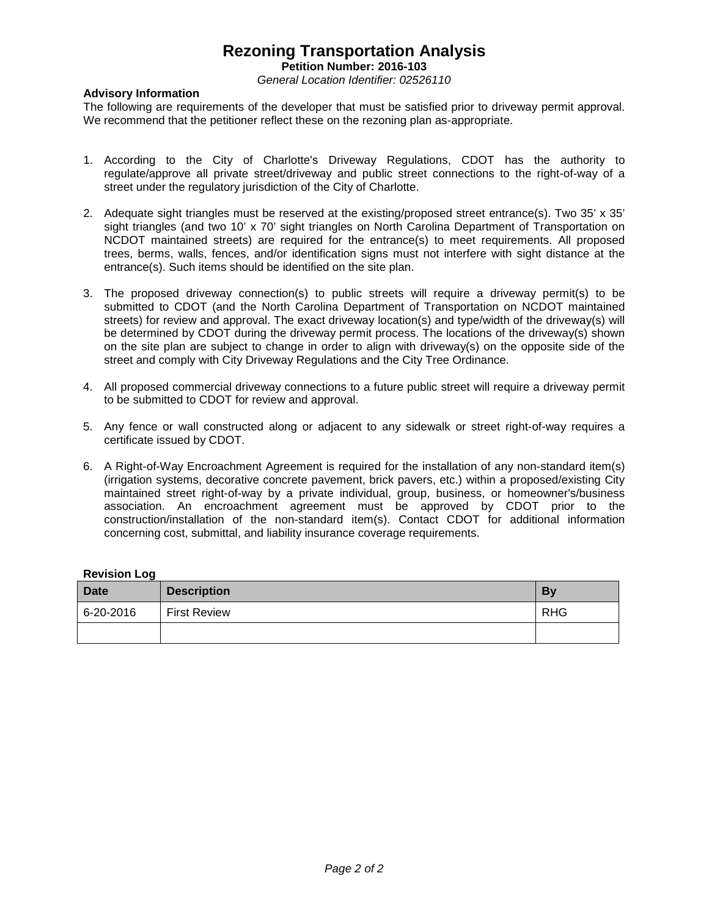# Rezoning Transportation Analysis

**Petition Number: 2016-103**

*General Location Identifier: 02526110*

**Advisory Information**

The following are requirements of the developer that must be satisfied prior to driveway permit approval. We recommend that the petitioner reflect these on the rezoning plan as-appropriate.

1. According to the City of Charlotte's Driveway Regulations, CDOT has the authority to regulate/approve all private street/driveway and public street connections to the right-of-way of a street under the regulatory jurisdiction of the City of Charlotte.

2. Adequate sight triangles must be reserved at the existing/proposed street entrance(s). Two 35' x 35' sight triangles (and two 10' x 70' sight triangles on North Carolina Department of Transportation on NCDOT maintained streets) are required for the entrance(s) to meet requirements. All proposed trees, berms, walls, fences, and/or identification signs must not interfere with sight distance at the entrance(s). Such items should be identified on the site plan.

3. The proposed driveway connection(s) to public streets will require a driveway permit(s) to be submitted to CDOT (and the North Carolina Department of Transportation on NCDOT maintained streets) for review and approval. The exact driveway location(s) and type/width of the driveway(s) will be determined by CDOT during the driveway permit process. The locations of the driveway(s) shown on the site plan are subject to change in order to align with driveway(s) on the opposite side of the street and comply with City Driveway Regulations and the City Tree Ordinance.

4. All proposed commercial driveway connections to a future public street will require a driveway permit to be submitted to CDOT for review and approval.

5. Any fence or wall constructed along or adjacent to any sidewalk or street right-of-way requires a certificate issued by CDOT.

6. A Right-of-Way Encroachment Agreement is required for the installation of any non-standard item(s) (irrigation systems, decorative concrete pavement, brick pavers, etc.) within a proposed/existing City maintained street right-of-way by a private individual, group, business, or homeowner's/business association. An encroachment agreement must be approved by CDOT prior to the construction/installation of the non-standard item(s). Contact CDOT for additional information concerning cost, submittal, and liability insurance coverage requirements.

**Revision Log**

| Date | Description | By |
|---|---|---|
| 6-20-2016 | First Review | RHG |
| | | |